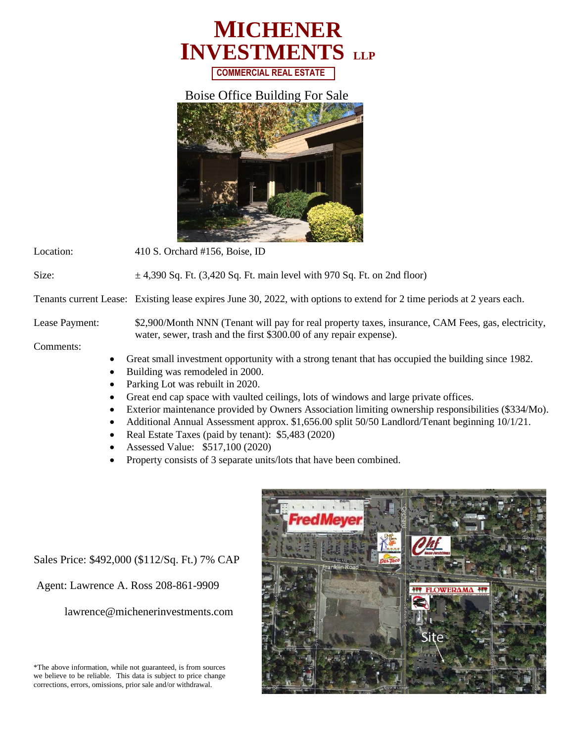# MICHENER INVESTMENTS LLP

**COMMERCIAL REAL ESTATE**

## Boise Office Building For Sale

Location: 410 S. Orchard #156, Boise, ID

Size: ± 4,390 Sq. Ft. (3,420 Sq. Ft. main level with 970 Sq. Ft. on 2nd floor)

Tenants current Lease: Existing lease expires June 30, 2022, with options to extend for 2 time periods at 2 years each.

Lease Payment: $2,900/Month NNN (Tenant will pay for real property taxes, insurance, CAM Fees, gas, electricity, water, sewer, trash and the first $300.00 of any repair expense).

Comments:

- Great small investment opportunity with a strong tenant that has occupied the building since 1982.
- Building was remodeled in 2000.
- Parking Lot was rebuilt in 2020.
- Great end cap space with vaulted ceilings, lots of windows and large private offices.
- Exterior maintenance provided by Owners Association limiting ownership responsibilities ($334/Mo).
- Additional Annual Assessment approx. $1,656.00 split 50/50 Landlord/Tenant beginning 10/1/21.
- Real Estate Taxes (paid by tenant): $5,483 (2020)
- Assessed Value: $517,100 (2020)
- Property consists of 3 separate units/lots that have been combined.

Sales Price: $492,000 ($112/Sq. Ft.) 7% CAP

Agent: Lawrence A. Ross 208-861-9909

lawrence@michenerinvestments.com

*The above information, while not guaranteed, is from sources we believe to be reliable. This data is subject to price change corrections, errors, omissions, prior sale and/or withdrawal.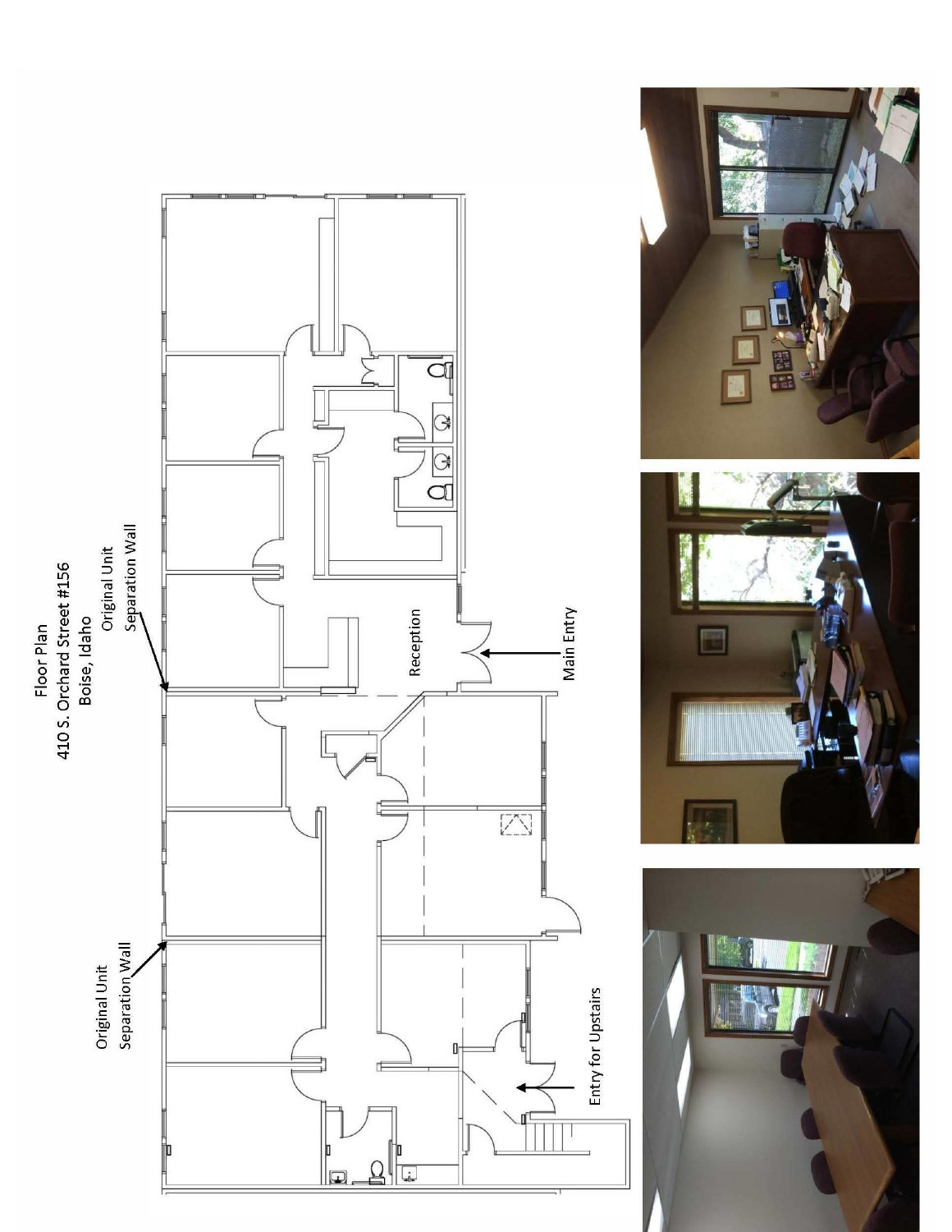Floor Plan
410 S. Orchard Street #156
Boise, Idaho

Original Unit Separation Wall

Reception

Main Entry

Original Unit Separation Wall

Entry for Upstairs